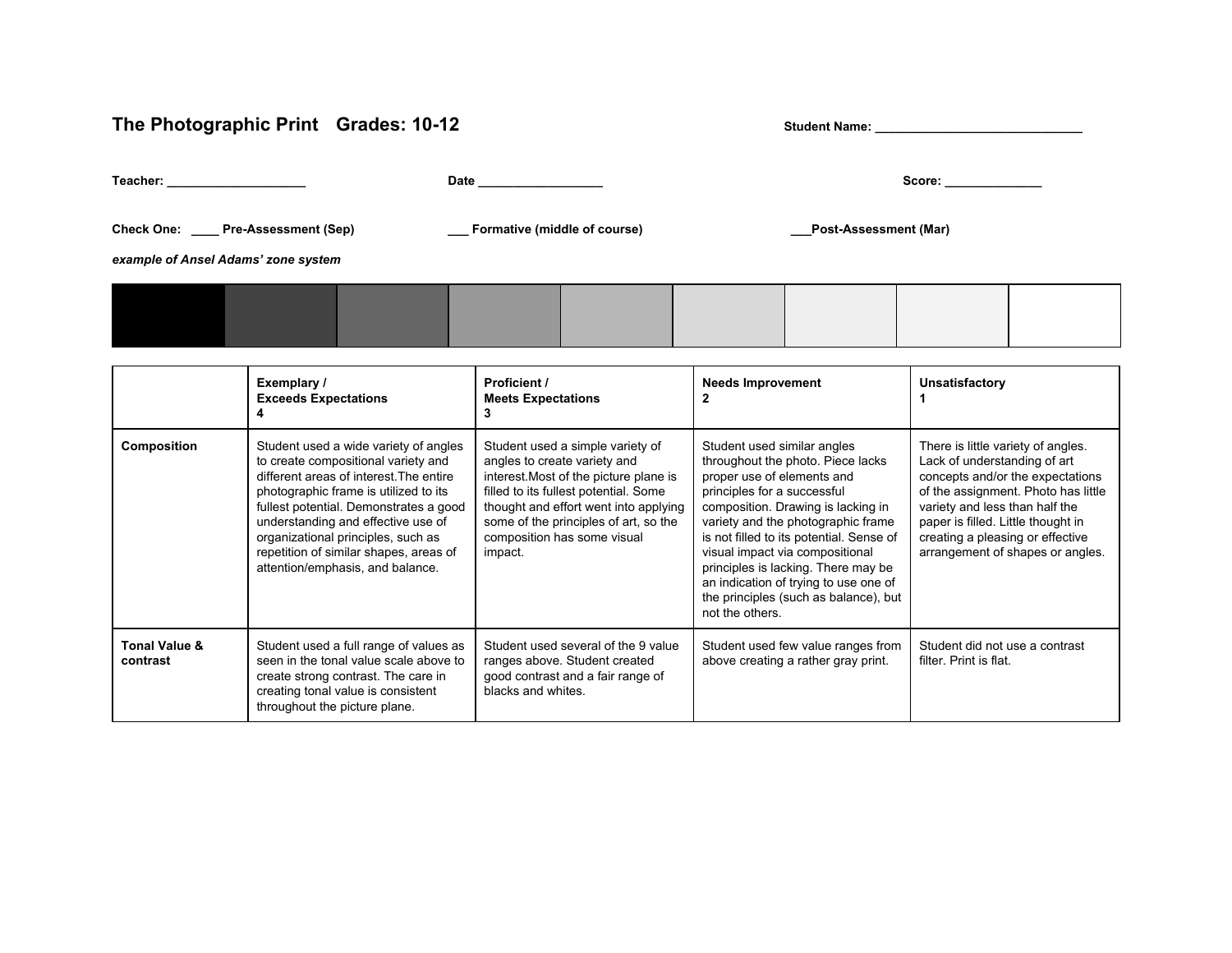# The Photographic Print   Grades: 10-12

**Student Name:** ______________________________

**Teacher:** ____________________    **Date** __________________    **Score:** ______________

**Check One:** ____ **Pre-Assessment (Sep)**    ___ **Formative (middle of course)**    ___**Post-Assessment (Mar)**

***example of Ansel Adams' zone system***

| | Exemplary / Exceeds Expectations 4 | Proficient / Meets Expectations 3 | Needs Improvement 2 | Unsatisfactory 1 |
|---|---|---|---|---|
| **Composition** | Student used a wide variety of angles to create compositional variety and different areas of interest.The entire photographic frame is utilized to its fullest potential. Demonstrates a good understanding and effective use of organizational principles, such as repetition of similar shapes, areas of attention/emphasis, and balance. | Student used a simple variety of angles to create variety and interest.Most of the picture plane is filled to its fullest potential. Some thought and effort went into applying some of the principles of art, so the composition has some visual impact. | Student used similar angles throughout the photo. Piece lacks proper use of elements and principles for a successful composition. Drawing is lacking in variety and the photographic frame is not filled to its potential. Sense of visual impact via compositional principles is lacking. There may be an indication of trying to use one of the principles (such as balance), but not the others. | There is little variety of angles. Lack of understanding of art concepts and/or the expectations of the assignment. Photo has little variety and less than half the paper is filled. Little thought in creating a pleasing or effective arrangement of shapes or angles. |
| **Tonal Value & contrast** | Student used a full range of values as seen in the tonal value scale above to create strong contrast. The care in creating tonal value is consistent throughout the picture plane. | Student used several of the 9 value ranges above. Student created good contrast and a fair range of blacks and whites. | Student used few value ranges from above creating a rather gray print. | Student did not use a contrast filter. Print is flat. |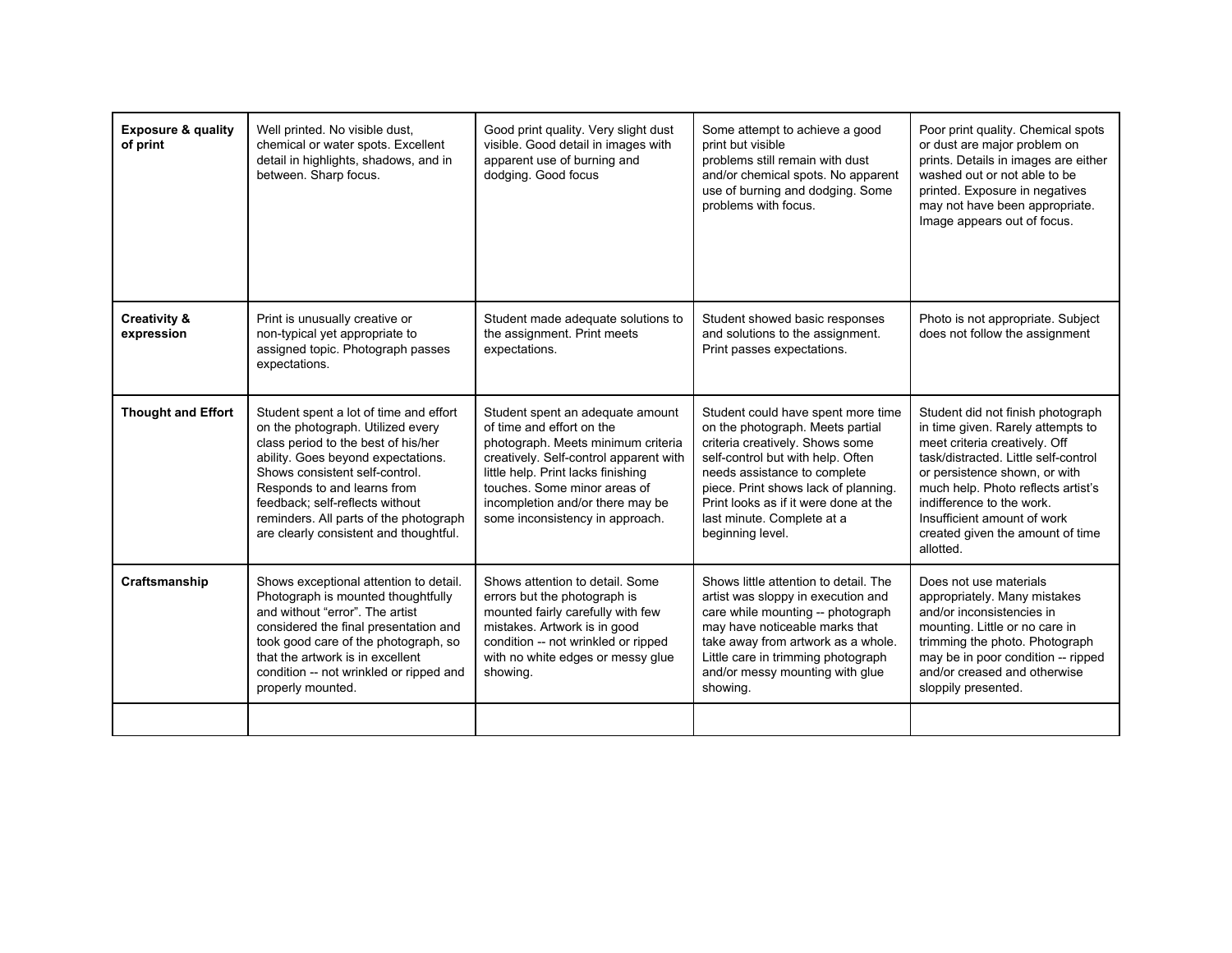| | | | | |
|---|---|---|---|---|
| **Exposure & quality of print** | Well printed. No visible dust, chemical or water spots. Excellent detail in highlights, shadows, and in between. Sharp focus. | Good print quality. Very slight dust visible. Good detail in images with apparent use of burning and dodging. Good focus | Some attempt to achieve a good print but visible problems still remain with dust and/or chemical spots. No apparent use of burning and dodging. Some problems with focus. | Poor print quality. Chemical spots or dust are major problem on prints. Details in images are either washed out or not able to be printed. Exposure in negatives may not have been appropriate. Image appears out of focus. |
| **Creativity & expression** | Print is unusually creative or non-typical yet appropriate to assigned topic. Photograph passes expectations. | Student made adequate solutions to the assignment. Print meets expectations. | Student showed basic responses and solutions to the assignment. Print passes expectations. | Photo is not appropriate. Subject does not follow the assignment |
| **Thought and Effort** | Student spent a lot of time and effort on the photograph. Utilized every class period to the best of his/her ability. Goes beyond expectations. Shows consistent self-control. Responds to and learns from feedback; self-reflects without reminders. All parts of the photograph are clearly consistent and thoughtful. | Student spent an adequate amount of time and effort on the photograph. Meets minimum criteria creatively. Self-control apparent with little help. Print lacks finishing touches. Some minor areas of incompletion and/or there may be some inconsistency in approach. | Student could have spent more time on the photograph. Meets partial criteria creatively. Shows some self-control but with help. Often needs assistance to complete piece. Print shows lack of planning. Print looks as if it were done at the last minute. Complete at a beginning level. | Student did not finish photograph in time given. Rarely attempts to meet criteria creatively. Off task/distracted. Little self-control or persistence shown, or with much help. Photo reflects artist's indifference to the work. Insufficient amount of work created given the amount of time allotted. |
| **Craftsmanship** | Shows exceptional attention to detail. Photograph is mounted thoughtfully and without "error". The artist considered the final presentation and took good care of the photograph, so that the artwork is in excellent condition -- not wrinkled or ripped and properly mounted. | Shows attention to detail. Some errors but the photograph is mounted fairly carefully with few mistakes. Artwork is in good condition -- not wrinkled or ripped with no white edges or messy glue showing. | Shows little attention to detail. The artist was sloppy in execution and care while mounting -- photograph may have noticeable marks that take away from artwork as a whole. Little care in trimming photograph and/or messy mounting with glue showing. | Does not use materials appropriately. Many mistakes and/or inconsistencies in mounting. Little or no care in trimming the photo. Photograph may be in poor condition -- ripped and/or creased and otherwise sloppily presented. |
| | | | | |